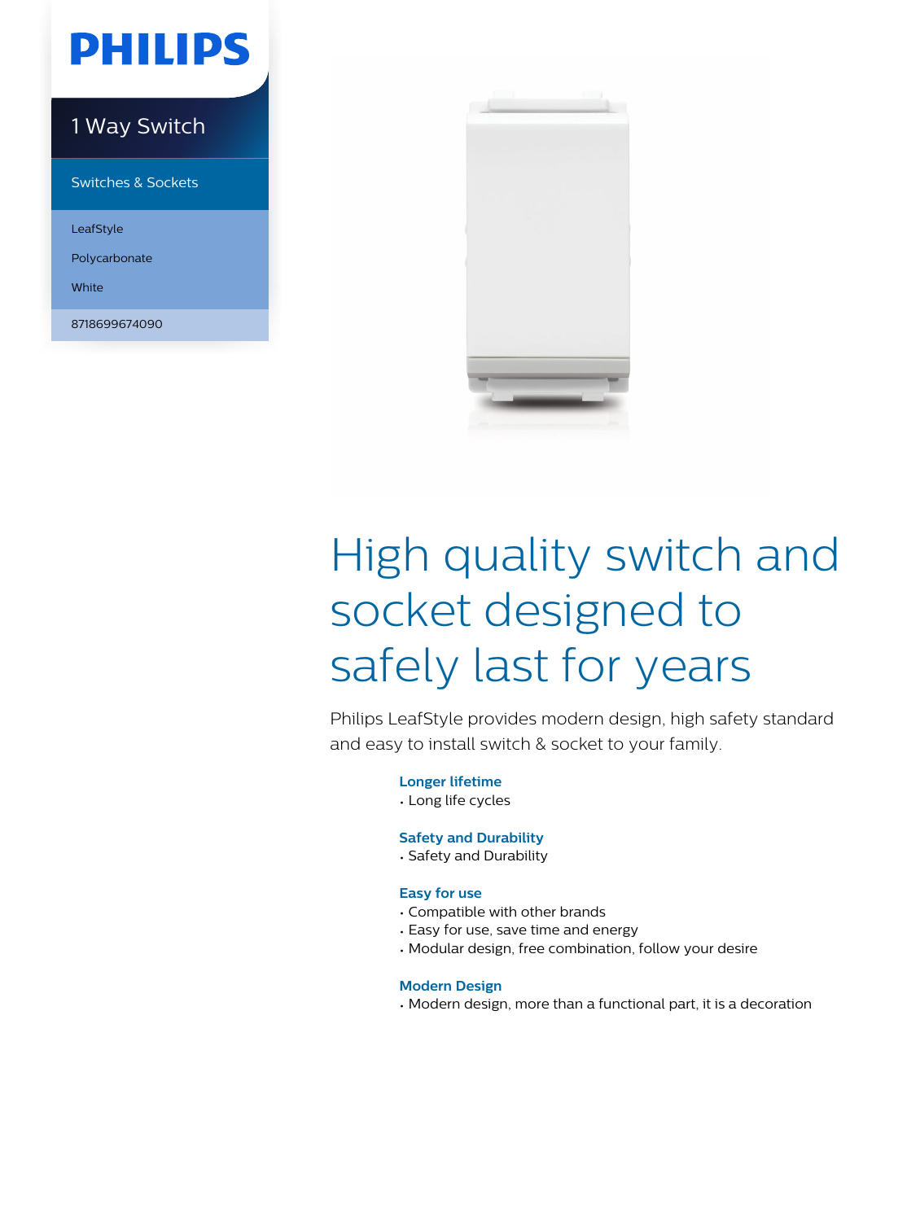PHILIPS

# 1 Way Switch

Switches & Sockets

LeafStyle

Polycarbonate

White

8718699674090

# High quality switch and socket designed to safely last for years

Philips LeafStyle provides modern design, high safety standard and easy to install switch & socket to your family.

**Longer lifetime**
- Long life cycles

**Safety and Durability**
- Safety and Durability

**Easy for use**
- Compatible with other brands
- Easy for use, save time and energy
- Modular design, free combination, follow your desire

**Modern Design**
- Modern design, more than a functional part, it is a decoration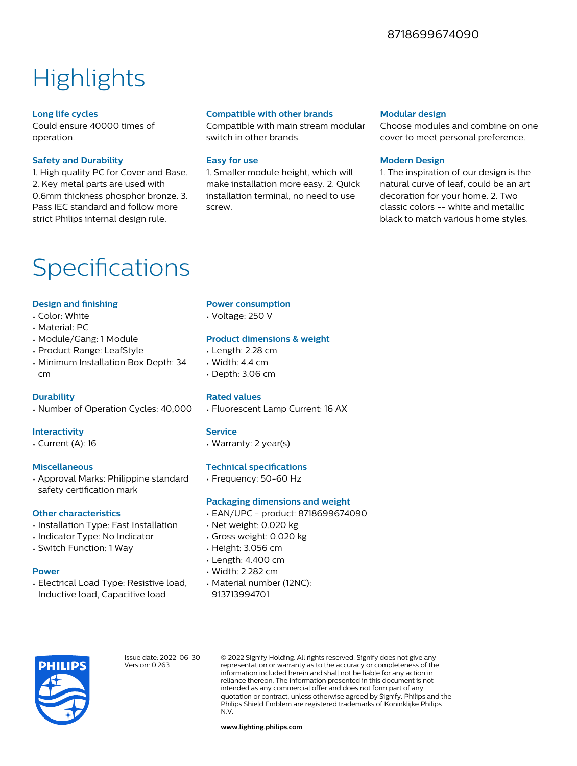8718699674090

# Highlights

### Long life cycles

Could ensure 40000 times of operation.

### Safety and Durability

1. High quality PC for Cover and Base. 2. Key metal parts are used with 0.6mm thickness phosphor bronze. 3. Pass IEC standard and follow more strict Philips internal design rule.

### Compatible with other brands

Compatible with main stream modular switch in other brands.

### Easy for use

1. Smaller module height, which will make installation more easy. 2. Quick installation terminal, no need to use screw.

### Modular design

Choose modules and combine on one cover to meet personal preference.

### Modern Design

1. The inspiration of our design is the natural curve of leaf, could be an art decoration for your home. 2. Two classic colors -- white and metallic black to match various home styles.

# Specifications

### Design and finishing

- Color: White
- Material: PC
- Module/Gang: 1 Module
- Product Range: LeafStyle
- Minimum Installation Box Depth: 34 cm

### Durability

- Number of Operation Cycles: 40,000

### Interactivity

- Current (A): 16

### Miscellaneous

- Approval Marks: Philippine standard safety certification mark

### Other characteristics

- Installation Type: Fast Installation
- Indicator Type: No Indicator
- Switch Function: 1 Way

### Power

- Electrical Load Type: Resistive load, Inductive load, Capacitive load

### Power consumption

- Voltage: 250 V

### Product dimensions & weight

- Length: 2.28 cm
- Width: 4.4 cm
- Depth: 3.06 cm

### Rated values

- Fluorescent Lamp Current: 16 AX

### Service

- Warranty: 2 year(s)

### Technical specifications

- Frequency: 50-60 Hz

### Packaging dimensions and weight

- EAN/UPC - product: 8718699674090
- Net weight: 0.020 kg
- Gross weight: 0.020 kg
- Height: 3.056 cm
- Length: 4.400 cm
- Width: 2.282 cm
- Material number (12NC): 913713994701

Issue date: 2022-06-30
Version: 0.263

© 2022 Signify Holding. All rights reserved. Signify does not give any representation or warranty as to the accuracy or completeness of the information included herein and shall not be liable for any action in reliance thereon. The information presented in this document is not intended as any commercial offer and does not form part of any quotation or contract, unless otherwise agreed by Signify. Philips and the Philips Shield Emblem are registered trademarks of Koninklijke Philips N.V.

www.lighting.philips.com